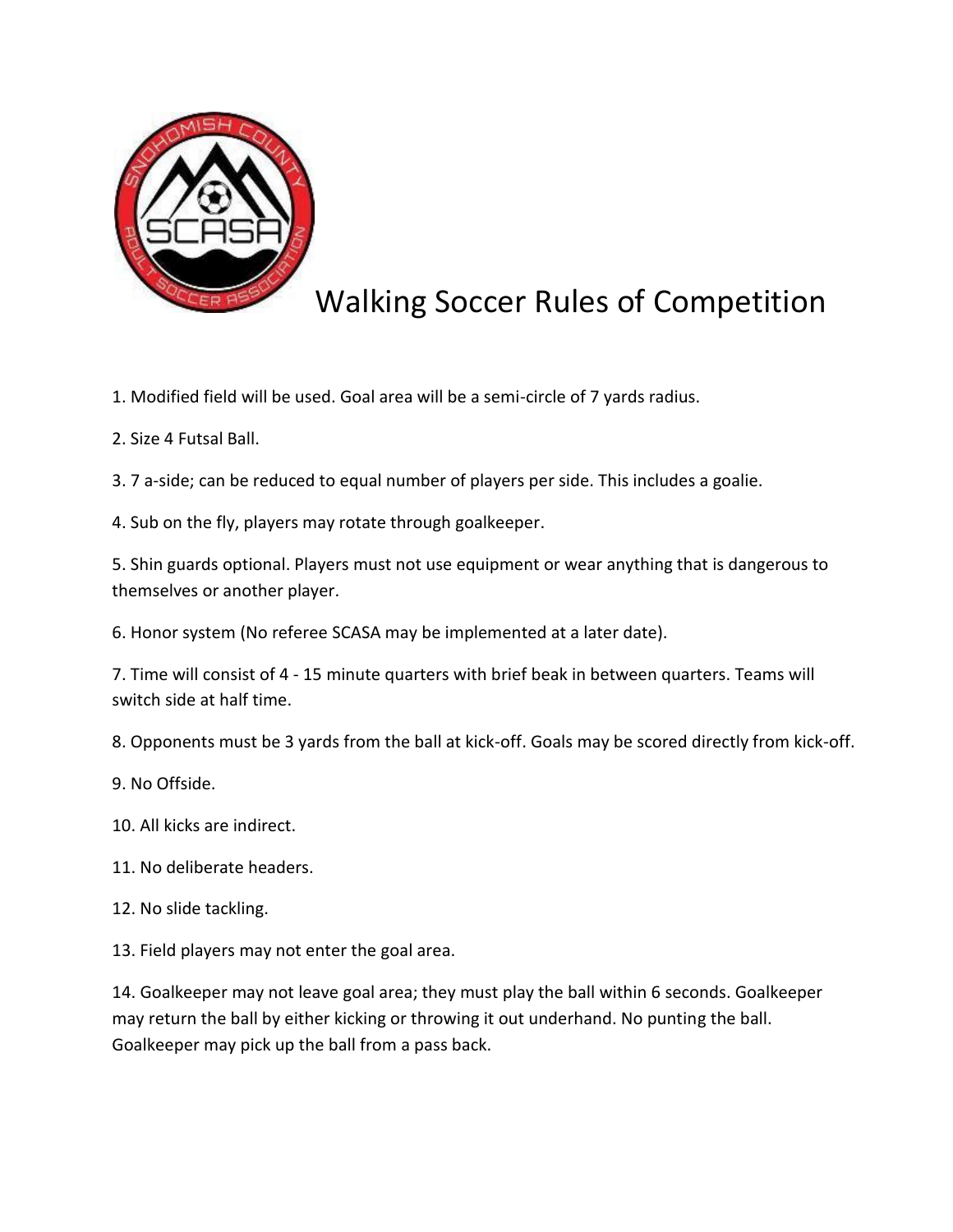# Walking Soccer Rules of Competition

1. Modified field will be used. Goal area will be a semi-circle of 7 yards radius.

2. Size 4 Futsal Ball.

3. 7 a-side; can be reduced to equal number of players per side. This includes a goalie.

4. Sub on the fly, players may rotate through goalkeeper.

5. Shin guards optional. Players must not use equipment or wear anything that is dangerous to themselves or another player.

6. Honor system (No referee SCASA may be implemented at a later date).

7. Time will consist of 4 - 15 minute quarters with brief beak in between quarters. Teams will switch side at half time.

8. Opponents must be 3 yards from the ball at kick-off. Goals may be scored directly from kick-off.

9. No Offside.

10. All kicks are indirect.

11. No deliberate headers.

12. No slide tackling.

13. Field players may not enter the goal area.

14. Goalkeeper may not leave goal area; they must play the ball within 6 seconds. Goalkeeper may return the ball by either kicking or throwing it out underhand. No punting the ball. Goalkeeper may pick up the ball from a pass back.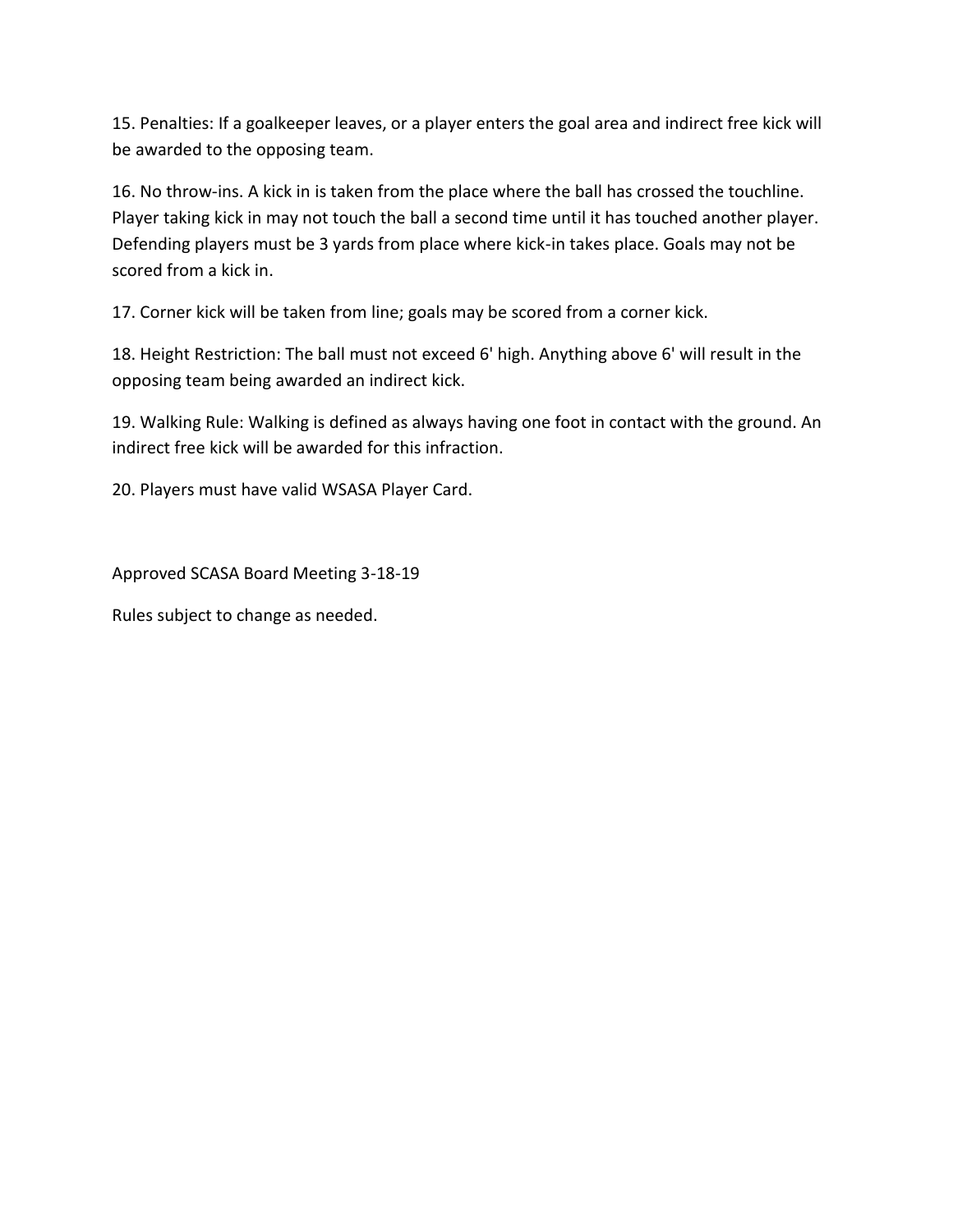15. Penalties: If a goalkeeper leaves, or a player enters the goal area and indirect free kick will be awarded to the opposing team.

16. No throw-ins. A kick in is taken from the place where the ball has crossed the touchline. Player taking kick in may not touch the ball a second time until it has touched another player. Defending players must be 3 yards from place where kick-in takes place. Goals may not be scored from a kick in.

17. Corner kick will be taken from line; goals may be scored from a corner kick.

18. Height Restriction: The ball must not exceed 6' high. Anything above 6' will result in the opposing team being awarded an indirect kick.

19. Walking Rule: Walking is defined as always having one foot in contact with the ground. An indirect free kick will be awarded for this infraction.

20. Players must have valid WSASA Player Card.

Approved SCASA Board Meeting 3-18-19

Rules subject to change as needed.